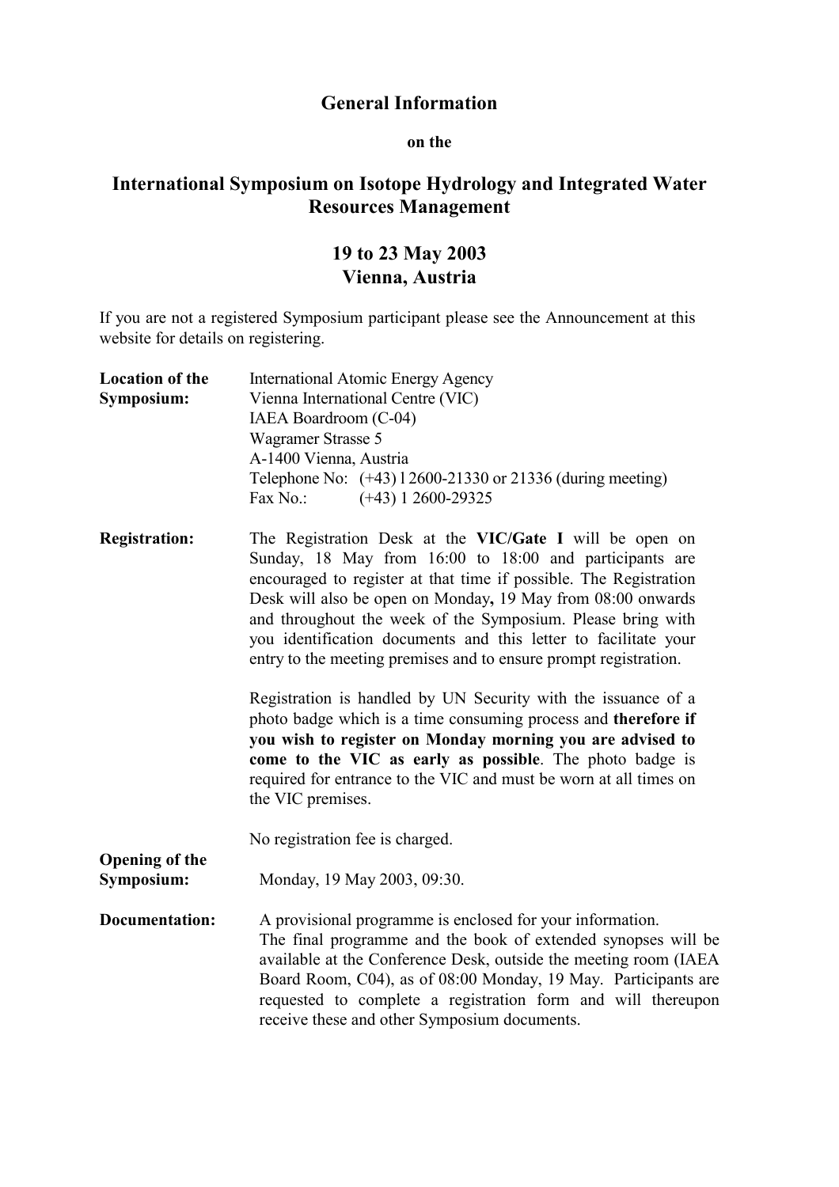# General Information

**on the**

## International Symposium on Isotope Hydrology and Integrated Water Resources Management

## 19 to 23 May 2003
## Vienna, Austria

If you are not a registered Symposium participant please see the Announcement at this website for details on registering.

**Location of the Symposium:**

International Atomic Energy Agency
Vienna International Centre (VIC)
IAEA Boardroom (C-04)
Wagramer Strasse 5
A-1400 Vienna, Austria
Telephone No: (+43) 1 2600-21330 or 21336 (during meeting)
Fax No.: (+43) 1 2600-29325

**Registration:**

The Registration Desk at the **VIC/Gate I** will be open on Sunday, 18 May from 16:00 to 18:00 and participants are encouraged to register at that time if possible. The Registration Desk will also be open on Monday**,** 19 May from 08:00 onwards and throughout the week of the Symposium. Please bring with you identification documents and this letter to facilitate your entry to the meeting premises and to ensure prompt registration.

Registration is handled by UN Security with the issuance of a photo badge which is a time consuming process and **therefore if you wish to register on Monday morning you are advised to come to the VIC as early as possible**. The photo badge is required for entrance to the VIC and must be worn at all times on the VIC premises.

No registration fee is charged.

**Opening of the Symposium:**

Monday, 19 May 2003, 09:30.

**Documentation:**

A provisional programme is enclosed for your information.
The final programme and the book of extended synopses will be available at the Conference Desk, outside the meeting room (IAEA Board Room, C04), as of 08:00 Monday, 19 May. Participants are requested to complete a registration form and will thereupon receive these and other Symposium documents.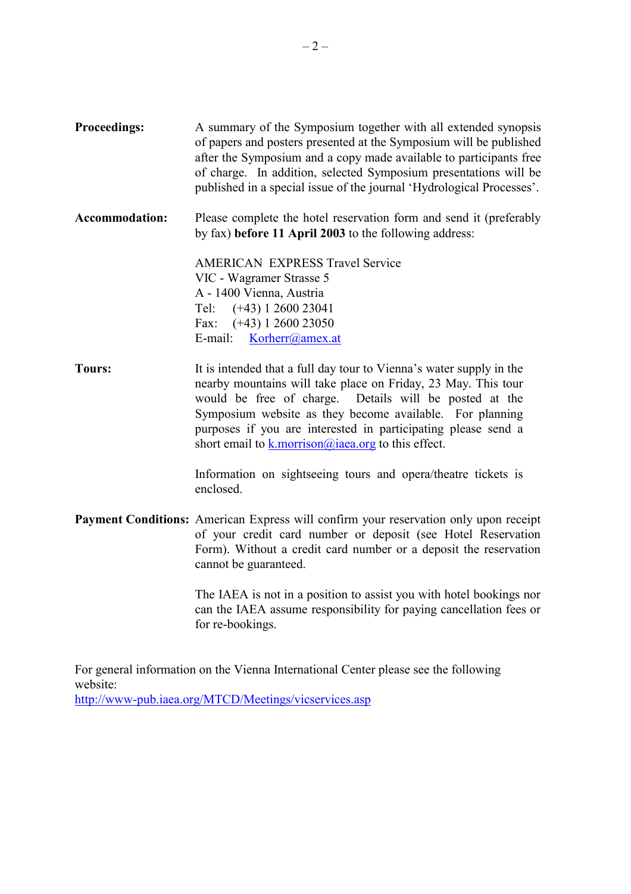**Proceedings:** A summary of the Symposium together with all extended synopsis of papers and posters presented at the Symposium will be published after the Symposium and a copy made available to participants free of charge. In addition, selected Symposium presentations will be published in a special issue of the journal 'Hydrological Processes'.

**Accommodation:** Please complete the hotel reservation form and send it (preferably by fax) **before 11 April 2003** to the following address:

AMERICAN EXPRESS Travel Service
VIC - Wagramer Strasse 5
A - 1400 Vienna, Austria
Tel: (+43) 1 2600 23041
Fax: (+43) 1 2600 23050
E-mail: Korherr@amex.at

**Tours:** It is intended that a full day tour to Vienna's water supply in the nearby mountains will take place on Friday, 23 May. This tour would be free of charge. Details will be posted at the Symposium website as they become available. For planning purposes if you are interested in participating please send a short email to k.morrison@iaea.org to this effect.

Information on sightseeing tours and opera/theatre tickets is enclosed.

**Payment Conditions:** American Express will confirm your reservation only upon receipt of your credit card number or deposit (see Hotel Reservation Form). Without a credit card number or a deposit the reservation cannot be guaranteed.

The IAEA is not in a position to assist you with hotel bookings nor can the IAEA assume responsibility for paying cancellation fees or for re-bookings.

For general information on the Vienna International Center please see the following website:
http://www-pub.iaea.org/MTCD/Meetings/vicservices.asp